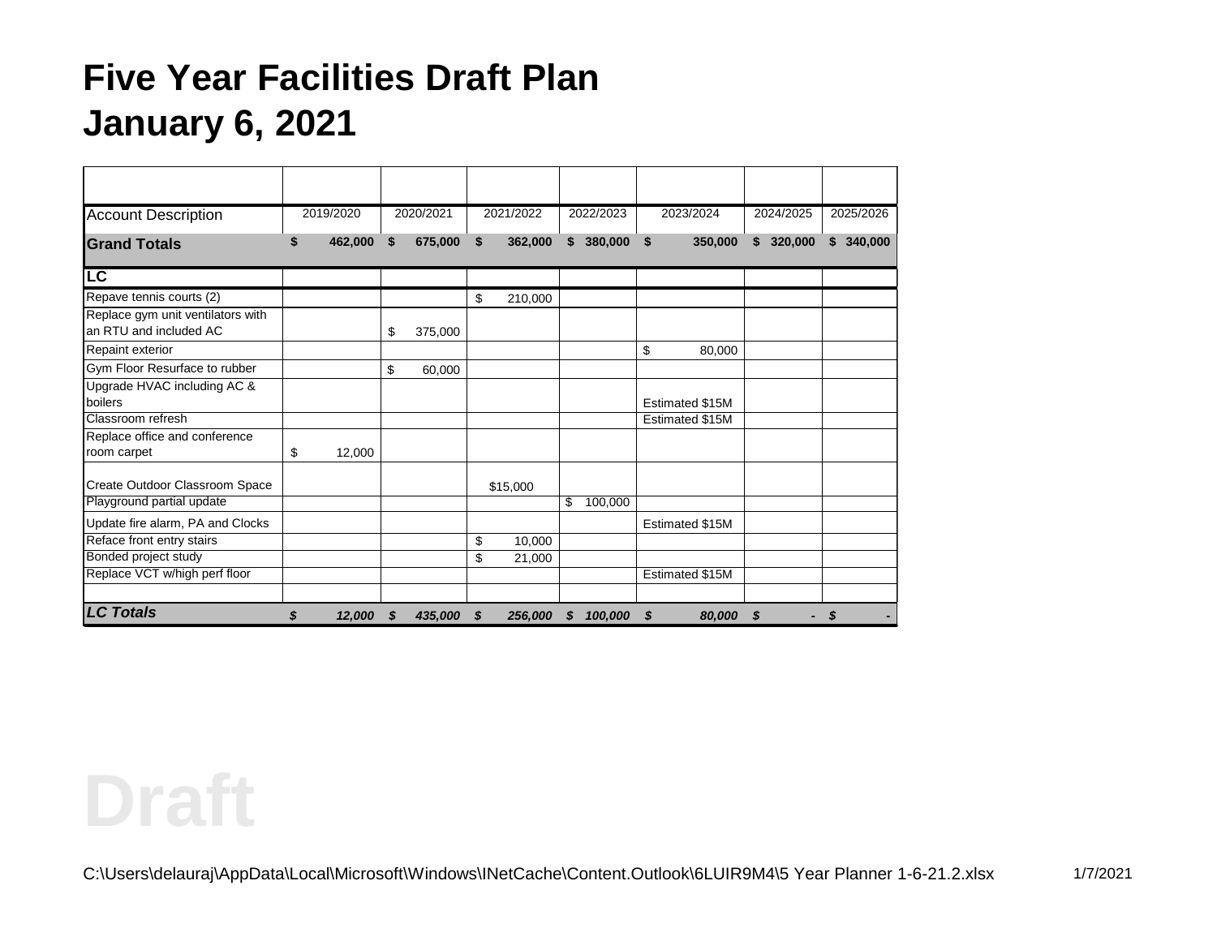# Five Year Facilities Draft Plan
# January 6, 2021

| Account Description | 2019/2020 | 2020/2021 | 2021/2022 | 2022/2023 | 2023/2024 | 2024/2025 | 2025/2026 |
|---|---|---|---|---|---|---|---|
| **Grand Totals** | **$ 462,000** | **$ 675,000** | **$ 362,000** | **$ 380,000** | **$ 350,000** | **$ 320,000** | **$ 340,000** |
| **LC** | | | | | | | |
| Repave tennis courts (2) | | | $ 210,000 | | | | |
| Replace gym unit ventilators with an RTU and included AC | | $ 375,000 | | | | | |
| Repaint exterior | | | | | $ 80,000 | | |
| Gym Floor Resurface to rubber | | $ 60,000 | | | | | |
| Upgrade HVAC including AC & boilers | | | | | Estimated $15M | | |
| Classroom refresh | | | | | Estimated $15M | | |
| Replace office and conference room carpet | $ 12,000 | | | | | | |
| Create Outdoor Classroom Space | | | $15,000 | | | | |
| Playground partial update | | | | $ 100,000 | | | |
| Update fire alarm, PA and Clocks | | | | | Estimated $15M | | |
| Reface front entry stairs | | | $ 10,000 | | | | |
| Bonded project study | | | $ 21,000 | | | | |
| Replace VCT w/high perf floor | | | | | Estimated $15M | | |
| | | | | | | | |
| ***LC Totals*** | ***$ 12,000*** | ***$ 435,000*** | ***$ 256,000*** | ***$ 100,000*** | ***$ 80,000*** | ***$ -*** | ***$ -*** |

Draft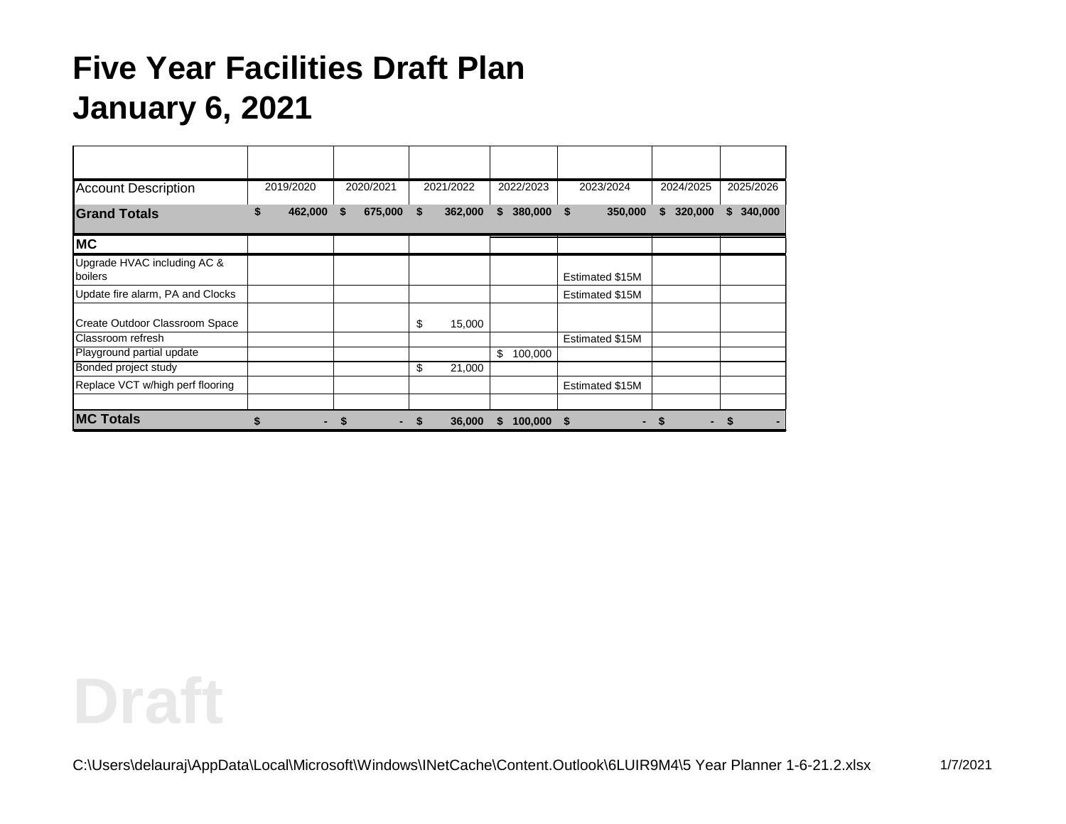# Five Year Facilities Draft Plan
# January 6, 2021

| Account Description | 2019/2020 | 2020/2021 | 2021/2022 | 2022/2023 | 2023/2024 | 2024/2025 | 2025/2026 |
|---|---|---|---|---|---|---|---|
| **Grand Totals** | **$ 462,000** | **$ 675,000** | **$ 362,000** | **$ 380,000** | **$ 350,000** | **$ 320,000** | **$ 340,000** |
| **MC** | | | | | | | |
| Upgrade HVAC including AC & boilers | | | | | Estimated $15M | | |
| Update fire alarm, PA and Clocks | | | | | Estimated $15M | | |
| Create Outdoor Classroom Space | | | $ 15,000 | | | | |
| Classroom refresh | | | | | Estimated $15M | | |
| Playground partial update | | | | $ 100,000 | | | |
| Bonded project study | | | $ 21,000 | | | | |
| Replace VCT w/high perf flooring | | | | | Estimated $15M | | |
| | | | | | | | |
| **MC Totals** | **$ -** | **$ -** | **$ 36,000** | **$ 100,000** | **$ -** | **$ -** | **$ -** |

Draft

C:\Users\delauraj\AppData\Local\Microsoft\Windows\INetCache\Content.Outlook\6LUIR9M4\5 Year Planner 1-6-21.2.xlsx 1/7/2021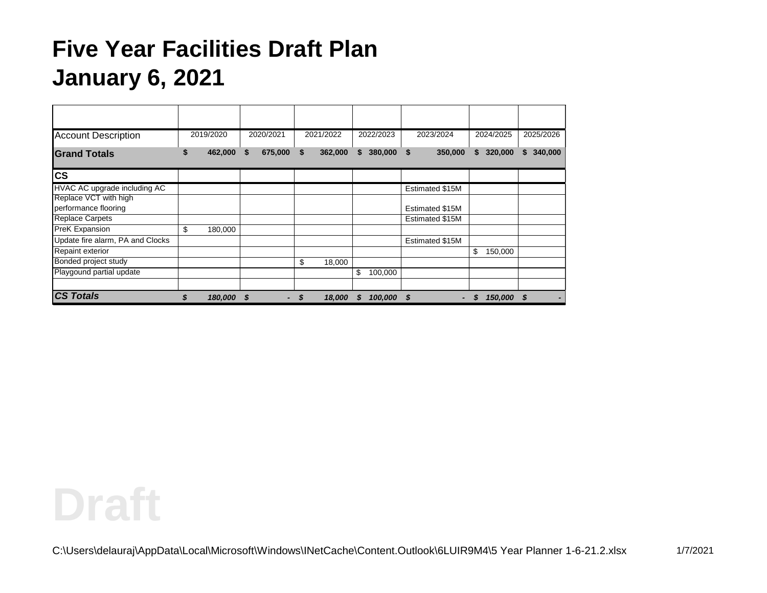# Five Year Facilities Draft Plan
# January 6, 2021

| Account Description | 2019/2020 | 2020/2021 | 2021/2022 | 2022/2023 | 2023/2024 | 2024/2025 | 2025/2026 |
|---|---|---|---|---|---|---|---|
| **Grand Totals** | **$ 462,000** | **$ 675,000** | **$ 362,000** | **$ 380,000** | **$ 350,000** | **$ 320,000** | **$ 340,000** |
| **CS** | | | | | | | |
| HVAC AC upgrade including AC | | | | | Estimated $15M | | |
| Replace VCT with high performance flooring | | | | | Estimated $15M | | |
| Replace Carpets | | | | | Estimated $15M | | |
| PreK Expansion | $ 180,000 | | | | | | |
| Update fire alarm, PA and Clocks | | | | | Estimated $15M | | |
| Repaint exterior | | | | | | $ 150,000 | |
| Bonded project study | | | $ 18,000 | | | | |
| Playgound partial update | | | | $ 100,000 | | | |
| | | | | | | | |
| ***CS Totals*** | ***$ 180,000*** | ***$ -*** | ***$ 18,000*** | ***$ 100,000*** | ***$ -*** | ***$ 150,000*** | ***$ -*** |

Draft

C:\Users\delauraj\AppData\Local\Microsoft\Windows\INetCache\Content.Outlook\6LUIR9M4\5 Year Planner 1-6-21.2.xlsx 1/7/2021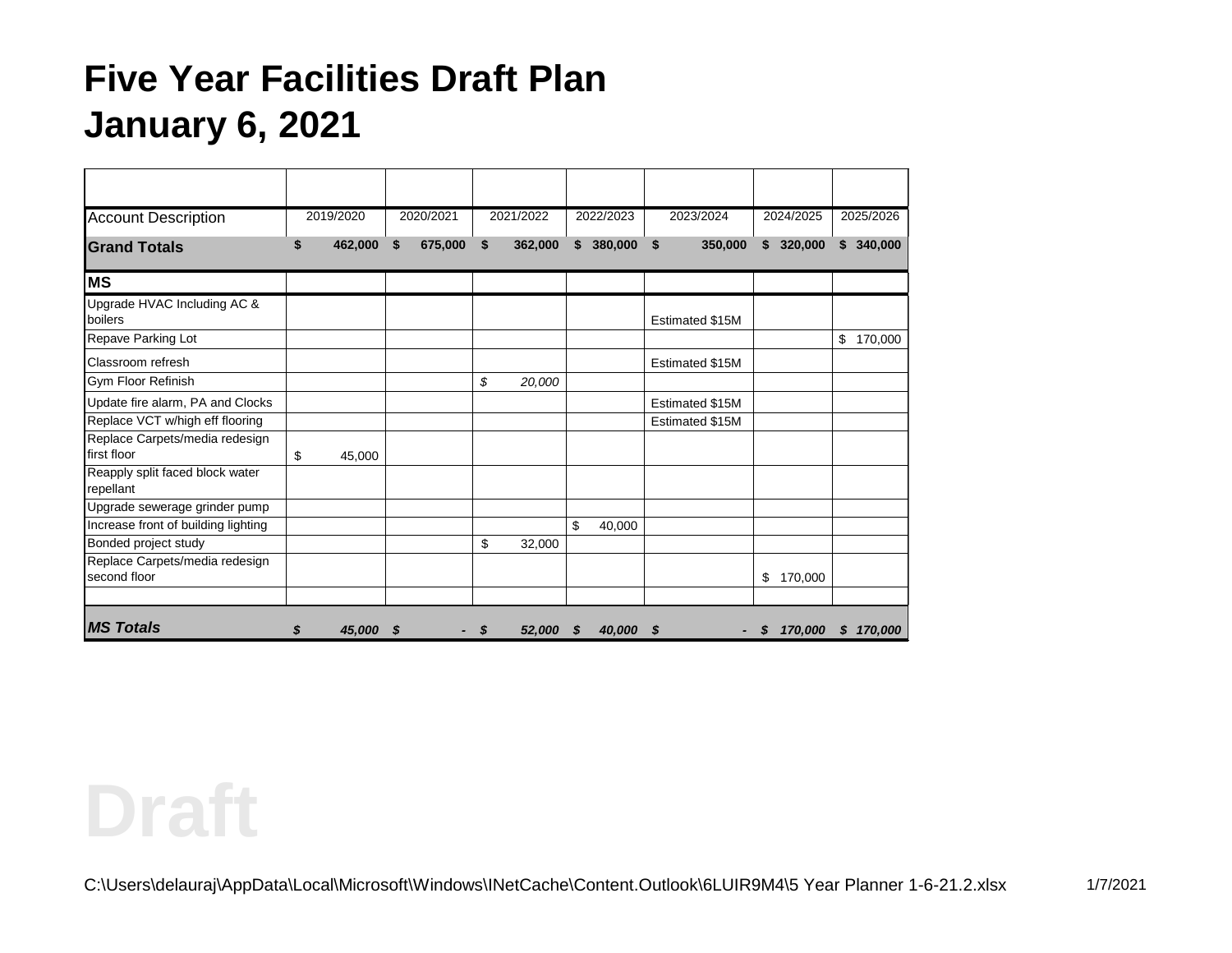# Five Year Facilities Draft Plan
# January 6, 2021

| Account Description | 2019/2020 | 2020/2021 | 2021/2022 | 2022/2023 | 2023/2024 | 2024/2025 | 2025/2026 |
|---|---|---|---|---|---|---|---|
| **Grand Totals** | **$ 462,000** | **$ 675,000** | **$ 362,000** | **$ 380,000** | **$ 350,000** | **$ 320,000** | **$ 340,000** |
| **MS** | | | | | | | |
| Upgrade HVAC Including AC & boilers | | | | | Estimated $15M | | |
| Repave Parking Lot | | | | | | | $ 170,000 |
| Classroom refresh | | | | | Estimated $15M | | |
| Gym Floor Refinish | | | *$ 20,000* | | | | |
| Update fire alarm, PA and Clocks | | | | | Estimated $15M | | |
| Replace VCT w/high eff flooring | | | | | Estimated $15M | | |
| Replace Carpets/media redesign first floor | $ 45,000 | | | | | | |
| Reapply split faced block water repellant | | | | | | | |
| Upgrade sewerage grinder pump | | | | | | | |
| Increase front of building lighting | | | | $ 40,000 | | | |
| Bonded project study | | | $ 32,000 | | | | |
| Replace Carpets/media redesign second floor | | | | | | $ 170,000 | |
| | | | | | | | |
| ***MS Totals*** | ***$ 45,000*** | ***$ -*** | ***$ 52,000*** | ***$ 40,000*** | ***$ -*** | ***$ 170,000*** | ***$ 170,000*** |

Draft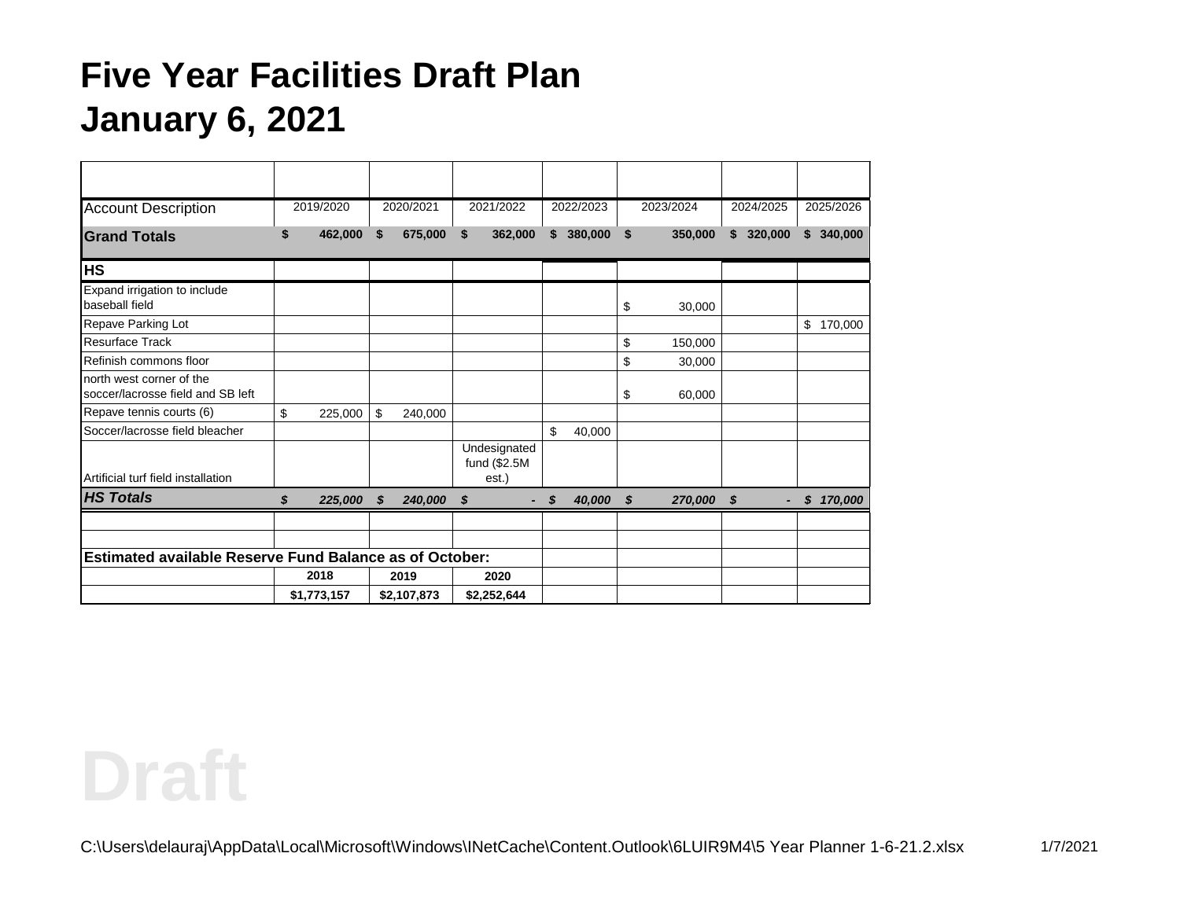# Five Year Facilities Draft Plan
# January 6, 2021

| Account Description | 2019/2020 | 2020/2021 | 2021/2022 | 2022/2023 | 2023/2024 | 2024/2025 | 2025/2026 |
|---|---|---|---|---|---|---|---|
| **Grand Totals** | **$ 462,000** | **$ 675,000** | **$ 362,000** | **$ 380,000** | **$ 350,000** | **$ 320,000** | **$ 340,000** |
| **HS** | | | | | | | |
| Expand irrigation to include baseball field | | | | | $ 30,000 | | |
| Repave Parking Lot | | | | | | | $ 170,000 |
| Resurface Track | | | | | $ 150,000 | | |
| Refinish commons floor | | | | | $ 30,000 | | |
| north west corner of the soccer/lacrosse field and SB left | | | | | $ 60,000 | | |
| Repave tennis courts (6) | $ 225,000 | $ 240,000 | | | | | |
| Soccer/lacrosse field bleacher | | | | $ 40,000 | | | |
| Artificial turf field installation | | | Undesignated fund ($2.5M est.) | | | | |
| ***HS Totals*** | ***$ 225,000*** | ***$ 240,000*** | ***$ -*** | ***$ 40,000*** | ***$ 270,000*** | ***$ -*** | ***$ 170,000*** |
| | | | | | | | |
| | | | | | | | |
| **Estimated available Reserve Fund Balance as of October:** | | | | | | | |
| | **2018** | **2019** | **2020** | | | | |
| | **$1,773,157** | **$2,107,873** | **$2,252,644** | | | | |

Draft

C:\Users\delauraj\AppData\Local\Microsoft\Windows\INetCache\Content.Outlook\6LUIR9M4\5 Year Planner 1-6-21.2.xlsx 1/7/2021